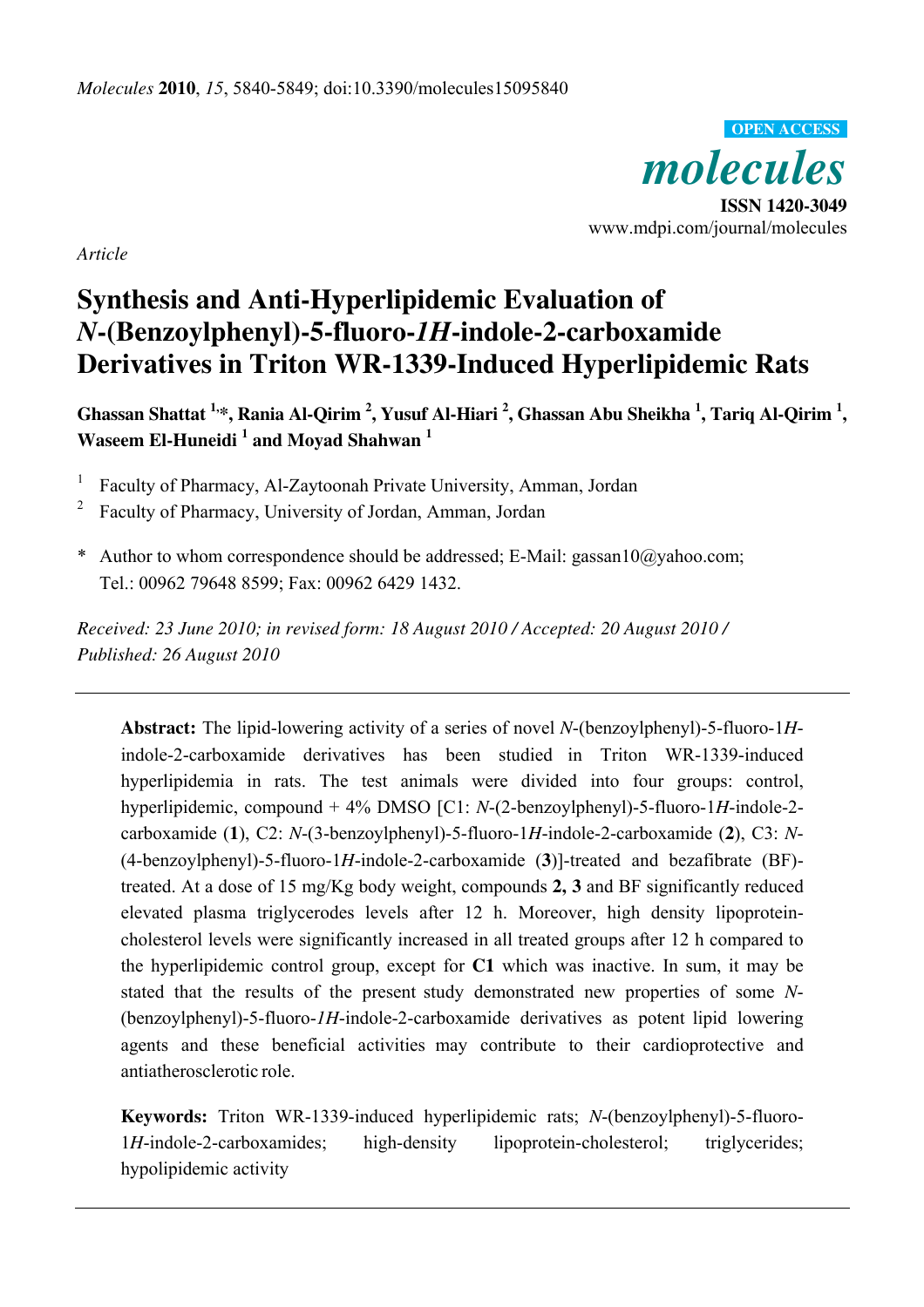*Article*

# Synthesis and Anti-Hyperlipidemic Evaluation of *N*-(Benzoylphenyl)-5-fluoro-*1H*-indole-2-carboxamide Derivatives in Triton WR-1339-Induced Hyperlipidemic Rats

**Ghassan Shattat [1,*], Rania Al-Qirim [2], Yusuf Al-Hiari [2], Ghassan Abu Sheikha [1], Tariq Al-Qirim [1], Waseem El-Huneidi [1] and Moyad Shahwan [1]**

[1] Faculty of Pharmacy, Al-Zaytoonah Private University, Amman, Jordan

[2] Faculty of Pharmacy, University of Jordan, Amman, Jordan

\* Author to whom correspondence should be addressed; E-Mail: gassan10@yahoo.com; Tel.: 00962 79648 8599; Fax: 00962 6429 1432.

*Received: 23 June 2010; in revised form: 18 August 2010 / Accepted: 20 August 2010 / Published: 26 August 2010*

---

**Abstract:** The lipid-lowering activity of a series of novel *N*-(benzoylphenyl)-5-fluoro-1*H*-indole-2-carboxamide derivatives has been studied in Triton WR-1339-induced hyperlipidemia in rats. The test animals were divided into four groups: control, hyperlipidemic, compound + 4% DMSO [C1: *N*-(2-benzoylphenyl)-5-fluoro-1*H*-indole-2-carboxamide (**1**), C2: *N*-(3-benzoylphenyl)-5-fluoro-1*H*-indole-2-carboxamide (**2**), C3: *N*-(4-benzoylphenyl)-5-fluoro-1*H*-indole-2-carboxamide (**3**)]-treated and bezafibrate (BF)-treated. At a dose of 15 mg/Kg body weight, compounds **2, 3** and BF significantly reduced elevated plasma triglycerodes levels after 12 h. Moreover, high density lipoprotein-cholesterol levels were significantly increased in all treated groups after 12 h compared to the hyperlipidemic control group, except for **C1** which was inactive. In sum, it may be stated that the results of the present study demonstrated new properties of some *N*-(benzoylphenyl)-5-fluoro-*1H*-indole-2-carboxamide derivatives as potent lipid lowering agents and these beneficial activities may contribute to their cardioprotective and antiatherosclerotic role.

**Keywords:** Triton WR-1339-induced hyperlipidemic rats; *N*-(benzoylphenyl)-5-fluoro-1*H*-indole-2-carboxamides; high-density lipoprotein-cholesterol; triglycerides; hypolipidemic activity

---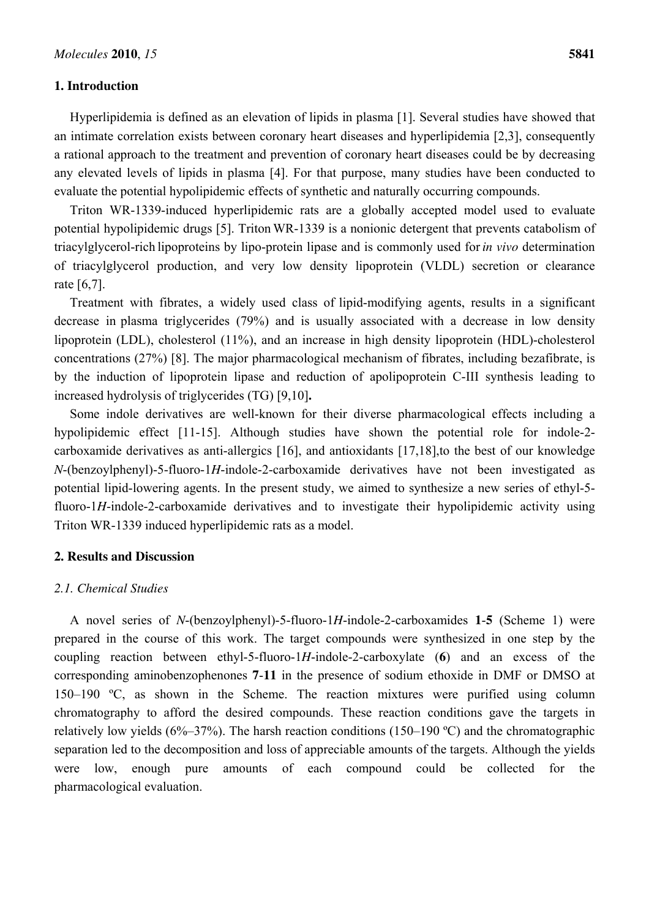## 1. Introduction

Hyperlipidemia is defined as an elevation of lipids in plasma [1]. Several studies have showed that an intimate correlation exists between coronary heart diseases and hyperlipidemia [2,3], consequently a rational approach to the treatment and prevention of coronary heart diseases could be by decreasing any elevated levels of lipids in plasma [4]. For that purpose, many studies have been conducted to evaluate the potential hypolipidemic effects of synthetic and naturally occurring compounds.

Triton WR-1339-induced hyperlipidemic rats are a globally accepted model used to evaluate potential hypolipidemic drugs [5]. Triton WR-1339 is a nonionic detergent that prevents catabolism of triacylglycerol-rich lipoproteins by lipo-protein lipase and is commonly used for *in vivo* determination of triacylglycerol production, and very low density lipoprotein (VLDL) secretion or clearance rate [6,7].

Treatment with fibrates, a widely used class of lipid-modifying agents, results in a significant decrease in plasma triglycerides (79%) and is usually associated with a decrease in low density lipoprotein (LDL), cholesterol (11%), and an increase in high density lipoprotein (HDL)-cholesterol concentrations (27%) [8]. The major pharmacological mechanism of fibrates, including bezafibrate, is by the induction of lipoprotein lipase and reduction of apolipoprotein C-III synthesis leading to increased hydrolysis of triglycerides (TG) [9,10]**.**

Some indole derivatives are well-known for their diverse pharmacological effects including a hypolipidemic effect [11-15]. Although studies have shown the potential role for indole-2-carboxamide derivatives as anti-allergics [16], and antioxidants [17,18],to the best of our knowledge *N*-(benzoylphenyl)-5-fluoro-1*H*-indole-2-carboxamide derivatives have not been investigated as potential lipid-lowering agents. In the present study, we aimed to synthesize a new series of ethyl-5-fluoro-1*H*-indole-2-carboxamide derivatives and to investigate their hypolipidemic activity using Triton WR-1339 induced hyperlipidemic rats as a model.

## 2. Results and Discussion

### *2.1. Chemical Studies*

A novel series of *N*-(benzoylphenyl)-5-fluoro-1*H*-indole-2-carboxamides **1**-**5** (Scheme 1) were prepared in the course of this work. The target compounds were synthesized in one step by the coupling reaction between ethyl-5-fluoro-1*H*-indole-2-carboxylate (**6**) and an excess of the corresponding aminobenzophenones **7**-**11** in the presence of sodium ethoxide in DMF or DMSO at 150–190 ºC, as shown in the Scheme. The reaction mixtures were purified using column chromatography to afford the desired compounds. These reaction conditions gave the targets in relatively low yields (6%–37%). The harsh reaction conditions (150–190 ºC) and the chromatographic separation led to the decomposition and loss of appreciable amounts of the targets. Although the yields were low, enough pure amounts of each compound could be collected for the pharmacological evaluation.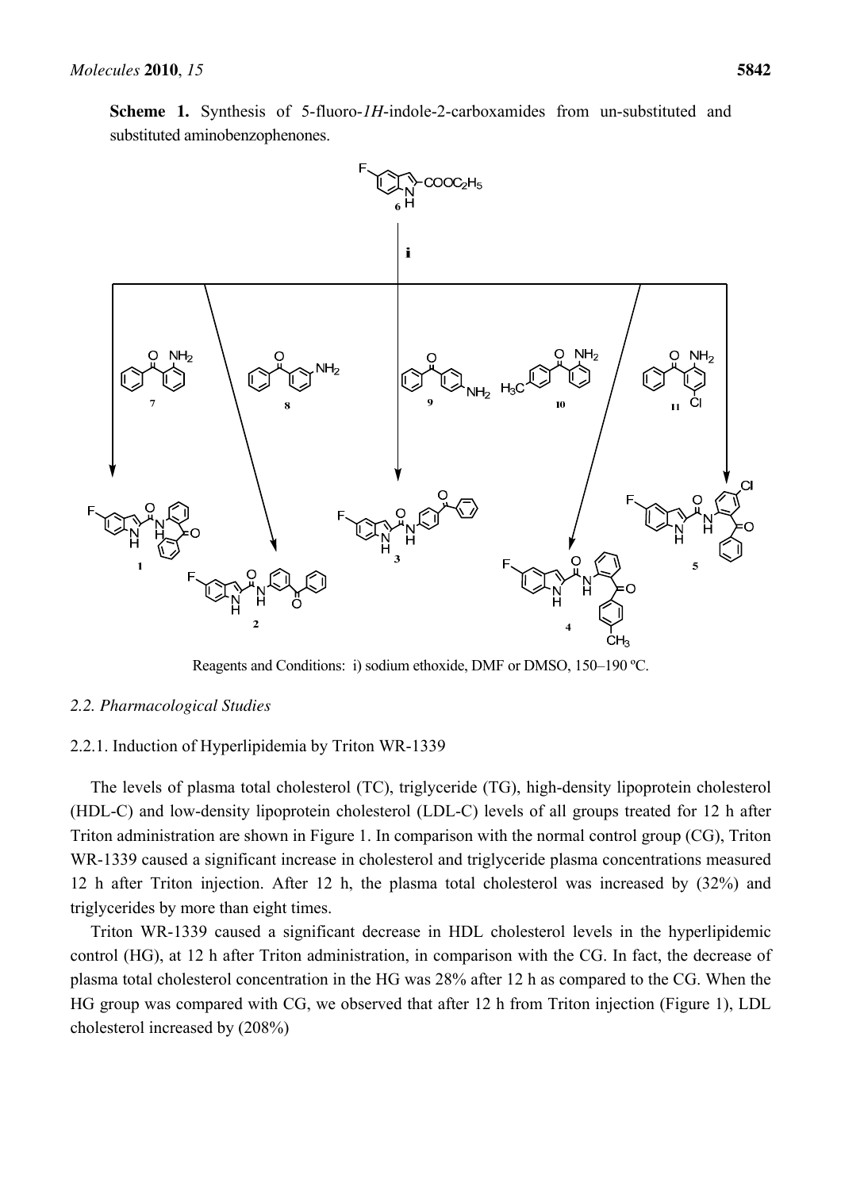**Scheme 1.** Synthesis of 5-fluoro-*1H*-indole-2-carboxamides from un-substituted and substituted aminobenzophenones.

Reagents and Conditions: i) sodium ethoxide, DMF or DMSO, 150–190 ºC.

### 2.2. Pharmacological Studies

#### 2.2.1. Induction of Hyperlipidemia by Triton WR-1339

The levels of plasma total cholesterol (TC), triglyceride (TG), high-density lipoprotein cholesterol (HDL-C) and low-density lipoprotein cholesterol (LDL-C) levels of all groups treated for 12 h after Triton administration are shown in Figure 1. In comparison with the normal control group (CG), Triton WR-1339 caused a significant increase in cholesterol and triglyceride plasma concentrations measured 12 h after Triton injection. After 12 h, the plasma total cholesterol was increased by (32%) and triglycerides by more than eight times.

Triton WR-1339 caused a significant decrease in HDL cholesterol levels in the hyperlipidemic control (HG), at 12 h after Triton administration, in comparison with the CG. In fact, the decrease of plasma total cholesterol concentration in the HG was 28% after 12 h as compared to the CG. When the HG group was compared with CG, we observed that after 12 h from Triton injection (Figure 1), LDL cholesterol increased by (208%)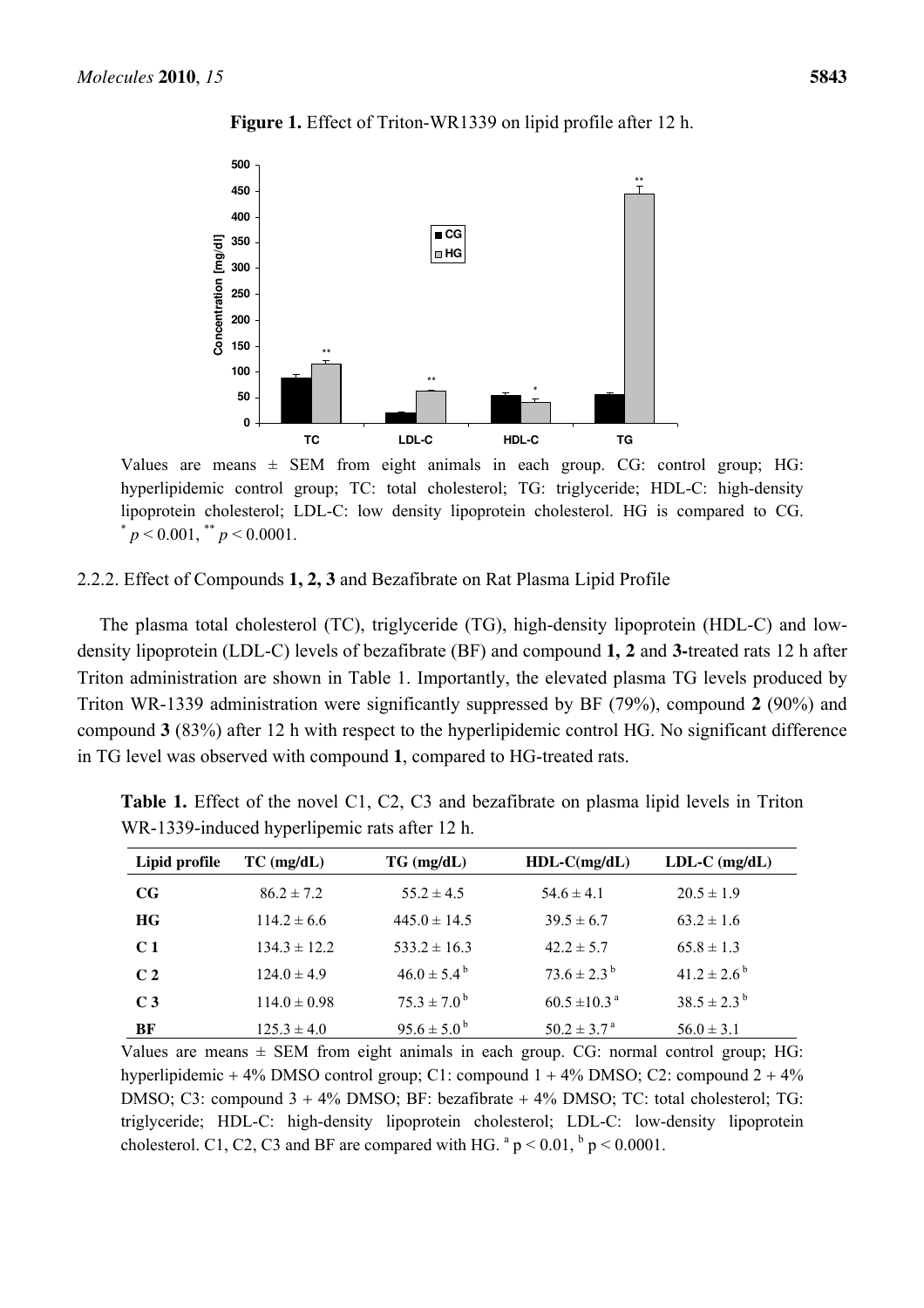**Figure 1.** Effect of Triton-WR1339 on lipid profile after 12 h.

Values are means ± SEM from eight animals in each group. CG: control group; HG: hyperlipidemic control group; TC: total cholesterol; TG: triglyceride; HDL-C: high-density lipoprotein cholesterol; LDL-C: low density lipoprotein cholesterol. HG is compared to CG. $^{*}$ $p < 0.001$, $^{**}$ $p < 0.0001$.

### 2.2.2. Effect of Compounds **1, 2, 3** and Bezafibrate on Rat Plasma Lipid Profile

The plasma total cholesterol (TC), triglyceride (TG), high-density lipoprotein (HDL-C) and low-density lipoprotein (LDL-C) levels of bezafibrate (BF) and compound **1, 2** and **3**-treated rats 12 h after Triton administration are shown in Table 1. Importantly, the elevated plasma TG levels produced by Triton WR-1339 administration were significantly suppressed by BF (79%), compound **2** (90%) and compound **3** (83%) after 12 h with respect to the hyperlipidemic control HG. No significant difference in TG level was observed with compound **1**, compared to HG-treated rats.

**Table 1.** Effect of the novel C1, C2, C3 and bezafibrate on plasma lipid levels in Triton WR-1339-induced hyperlipemic rats after 12 h.

| Lipid profile | TC (mg/dL) | TG (mg/dL) | HDL-C(mg/dL) | LDL-C (mg/dL) |
|---|---|---|---|---|
| **CG** | 86.2 ± 7.2 | 55.2 ± 4.5 | 54.6 ± 4.1 | 20.5 ± 1.9 |
| **HG** | 114.2 ± 6.6 | 445.0 ± 14.5 | 39.5 ± 6.7 | 63.2 ± 1.6 |
| **C 1** | 134.3 ± 12.2 | 533.2 ± 16.3 | 42.2 ± 5.7 | 65.8 ± 1.3 |
| **C 2** | 124.0 ± 4.9 | 46.0 ± 5.4 $^{b}$ | 73.6 ± 2.3 $^{b}$ | 41.2 ± 2.6 $^{b}$ |
| **C 3** | 114.0 ± 0.98 | 75.3 ± 7.0 $^{b}$ | 60.5 ±10.3 $^{a}$ | 38.5 ± 2.3 $^{b}$ |
| **BF** | 125.3 ± 4.0 | 95.6 ± 5.0 $^{b}$ | 50.2 ± 3.7 $^{a}$ | 56.0 ± 3.1 |

Values are means ± SEM from eight animals in each group. CG: normal control group; HG: hyperlipidemic + 4% DMSO control group; C1: compound 1 + 4% DMSO; C2: compound 2 + 4% DMSO; C3: compound 3 + 4% DMSO; BF: bezafibrate + 4% DMSO; TC: total cholesterol; TG: triglyceride; HDL-C: high-density lipoprotein cholesterol; LDL-C: low-density lipoprotein cholesterol. C1, C2, C3 and BF are compared with HG. $^{a}$ $p < 0.01$, $^{b}$ $p < 0.0001$.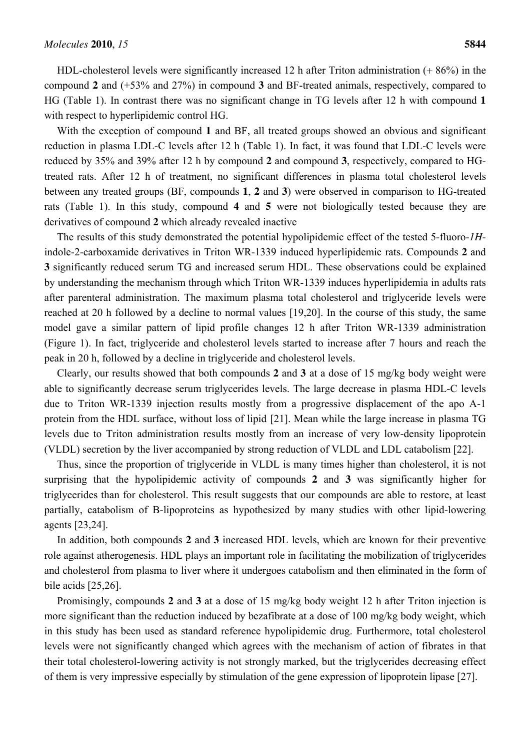HDL-cholesterol levels were significantly increased 12 h after Triton administration (+ 86%) in the compound **2** and (+53% and 27%) in compound **3** and BF-treated animals, respectively, compared to HG (Table 1). In contrast there was no significant change in TG levels after 12 h with compound **1** with respect to hyperlipidemic control HG.

With the exception of compound **1** and BF, all treated groups showed an obvious and significant reduction in plasma LDL-C levels after 12 h (Table 1). In fact, it was found that LDL-C levels were reduced by 35% and 39% after 12 h by compound **2** and compound **3**, respectively, compared to HG-treated rats. After 12 h of treatment, no significant differences in plasma total cholesterol levels between any treated groups (BF, compounds **1**, **2** and **3**) were observed in comparison to HG-treated rats (Table 1). In this study, compound **4** and **5** were not biologically tested because they are derivatives of compound **2** which already revealed inactive

The results of this study demonstrated the potential hypolipidemic effect of the tested 5-fluoro-*1H*-indole-2-carboxamide derivatives in Triton WR-1339 induced hyperlipidemic rats. Compounds **2** and **3** significantly reduced serum TG and increased serum HDL. These observations could be explained by understanding the mechanism through which Triton WR-1339 induces hyperlipidemia in adults rats after parenteral administration. The maximum plasma total cholesterol and triglyceride levels were reached at 20 h followed by a decline to normal values [19,20]. In the course of this study, the same model gave a similar pattern of lipid profile changes 12 h after Triton WR-1339 administration (Figure 1). In fact, triglyceride and cholesterol levels started to increase after 7 hours and reach the peak in 20 h, followed by a decline in triglyceride and cholesterol levels.

Clearly, our results showed that both compounds **2** and **3** at a dose of 15 mg/kg body weight were able to significantly decrease serum triglycerides levels. The large decrease in plasma HDL-C levels due to Triton WR-1339 injection results mostly from a progressive displacement of the apo A-1 protein from the HDL surface, without loss of lipid [21]. Mean while the large increase in plasma TG levels due to Triton administration results mostly from an increase of very low-density lipoprotein (VLDL) secretion by the liver accompanied by strong reduction of VLDL and LDL catabolism [22].

Thus, since the proportion of triglyceride in VLDL is many times higher than cholesterol, it is not surprising that the hypolipidemic activity of compounds **2** and **3** was significantly higher for triglycerides than for cholesterol. This result suggests that our compounds are able to restore, at least partially, catabolism of B-lipoproteins as hypothesized by many studies with other lipid-lowering agents [23,24].

In addition, both compounds **2** and **3** increased HDL levels, which are known for their preventive role against atherogenesis. HDL plays an important role in facilitating the mobilization of triglycerides and cholesterol from plasma to liver where it undergoes catabolism and then eliminated in the form of bile acids [25,26].

Promisingly, compounds **2** and **3** at a dose of 15 mg/kg body weight 12 h after Triton injection is more significant than the reduction induced by bezafibrate at a dose of 100 mg/kg body weight, which in this study has been used as standard reference hypolipidemic drug. Furthermore, total cholesterol levels were not significantly changed which agrees with the mechanism of action of fibrates in that their total cholesterol-lowering activity is not strongly marked, but the triglycerides decreasing effect of them is very impressive especially by stimulation of the gene expression of lipoprotein lipase [27].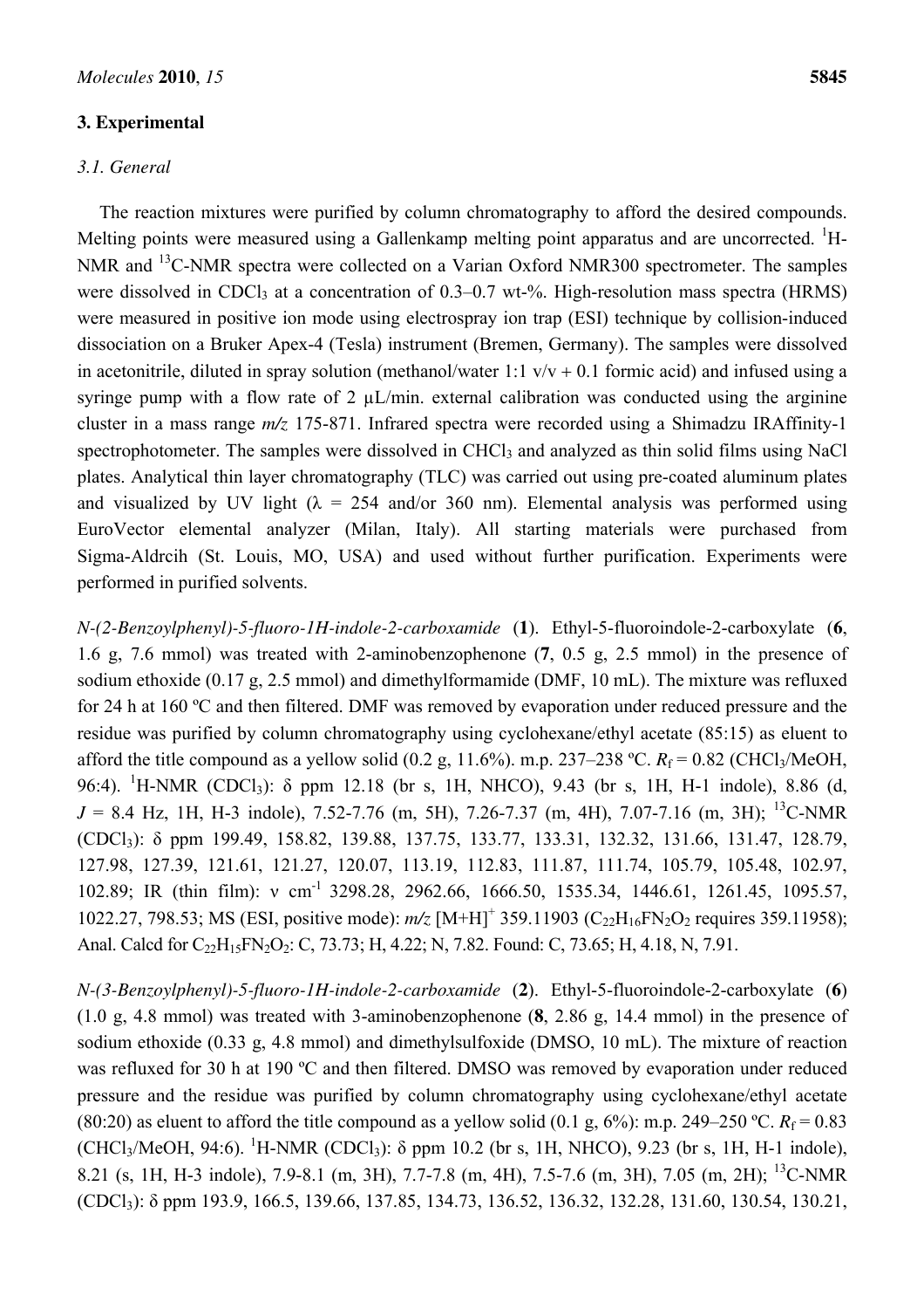## 3. Experimental

### 3.1. General

The reaction mixtures were purified by column chromatography to afford the desired compounds. Melting points were measured using a Gallenkamp melting point apparatus and are uncorrected. $^{1}$H-NMR and $^{13}$C-NMR spectra were collected on a Varian Oxford NMR300 spectrometer. The samples were dissolved in $CDCl_3$ at a concentration of 0.3–0.7 wt-%. High-resolution mass spectra (HRMS) were measured in positive ion mode using electrospray ion trap (ESI) technique by collision-induced dissociation on a Bruker Apex-4 (Tesla) instrument (Bremen, Germany). The samples were dissolved in acetonitrile, diluted in spray solution (methanol/water 1:1 v/v + 0.1 formic acid) and infused using a syringe pump with a flow rate of 2 µL/min. external calibration was conducted using the arginine cluster in a mass range *m/z* 175-871. Infrared spectra were recorded using a Shimadzu IRAffinity-1 spectrophotometer. The samples were dissolved in $CHCl_3$ and analyzed as thin solid films using NaCl plates. Analytical thin layer chromatography (TLC) was carried out using pre-coated aluminum plates and visualized by UV light (λ = 254 and/or 360 nm). Elemental analysis was performed using EuroVector elemental analyzer (Milan, Italy). All starting materials were purchased from Sigma-Aldrcih (St. Louis, MO, USA) and used without further purification. Experiments were performed in purified solvents.

*N-(2-Benzoylphenyl)-5-fluoro-1H-indole-2-carboxamide* (**1**). Ethyl-5-fluoroindole-2-carboxylate (**6**, 1.6 g, 7.6 mmol) was treated with 2-aminobenzophenone (**7**, 0.5 g, 2.5 mmol) in the presence of sodium ethoxide (0.17 g, 2.5 mmol) and dimethylformamide (DMF, 10 mL). The mixture was refluxed for 24 h at 160 ºC and then filtered. DMF was removed by evaporation under reduced pressure and the residue was purified by column chromatography using cyclohexane/ethyl acetate (85:15) as eluent to afford the title compound as a yellow solid (0.2 g, 11.6%). m.p. 237–238 ºC. $R_f$ = 0.82 ($CHCl_3$/MeOH, 96:4). $^{1}$H-NMR ($CDCl_3$): δ ppm 12.18 (br s, 1H, NHCO), 9.43 (br s, 1H, H-1 indole), 8.86 (d, *J* = 8.4 Hz, 1H, H-3 indole), 7.52-7.76 (m, 5H), 7.26-7.37 (m, 4H), 7.07-7.16 (m, 3H); $^{13}$C-NMR ($CDCl_3$): δ ppm 199.49, 158.82, 139.88, 137.75, 133.77, 133.31, 132.32, 131.66, 131.47, 128.79, 127.98, 127.39, 121.61, 121.27, 120.07, 113.19, 112.83, 111.87, 111.74, 105.79, 105.48, 102.97, 102.89; IR (thin film): ν $cm^{-1}$ 3298.28, 2962.66, 1666.50, 1535.34, 1446.61, 1261.45, 1095.57, 1022.27, 798.53; MS (ESI, positive mode): *m/z* $[M+H]^+$ 359.11903 ($C_{22}H_{16}FN_2O_2$ requires 359.11958); Anal. Calcd for $C_{22}H_{15}FN_2O_2$: C, 73.73; H, 4.22; N, 7.82. Found: C, 73.65; H, 4.18, N, 7.91.

*N-(3-Benzoylphenyl)-5-fluoro-1H-indole-2-carboxamide* (**2**). Ethyl-5-fluoroindole-2-carboxylate (**6**) (1.0 g, 4.8 mmol) was treated with 3-aminobenzophenone (**8**, 2.86 g, 14.4 mmol) in the presence of sodium ethoxide (0.33 g, 4.8 mmol) and dimethylsulfoxide (DMSO, 10 mL). The mixture of reaction was refluxed for 30 h at 190 ºC and then filtered. DMSO was removed by evaporation under reduced pressure and the residue was purified by column chromatography using cyclohexane/ethyl acetate (80:20) as eluent to afford the title compound as a yellow solid (0.1 g, 6%): m.p. 249–250 ºC. $R_f$ = 0.83 ($CHCl_3$/MeOH, 94:6). $^{1}$H-NMR ($CDCl_3$): δ ppm 10.2 (br s, 1H, NHCO), 9.23 (br s, 1H, H-1 indole), 8.21 (s, 1H, H-3 indole), 7.9-8.1 (m, 3H), 7.7-7.8 (m, 4H), 7.5-7.6 (m, 3H), 7.05 (m, 2H); $^{13}$C-NMR ($CDCl_3$): δ ppm 193.9, 166.5, 139.66, 137.85, 134.73, 136.52, 136.32, 132.28, 131.60, 130.54, 130.21,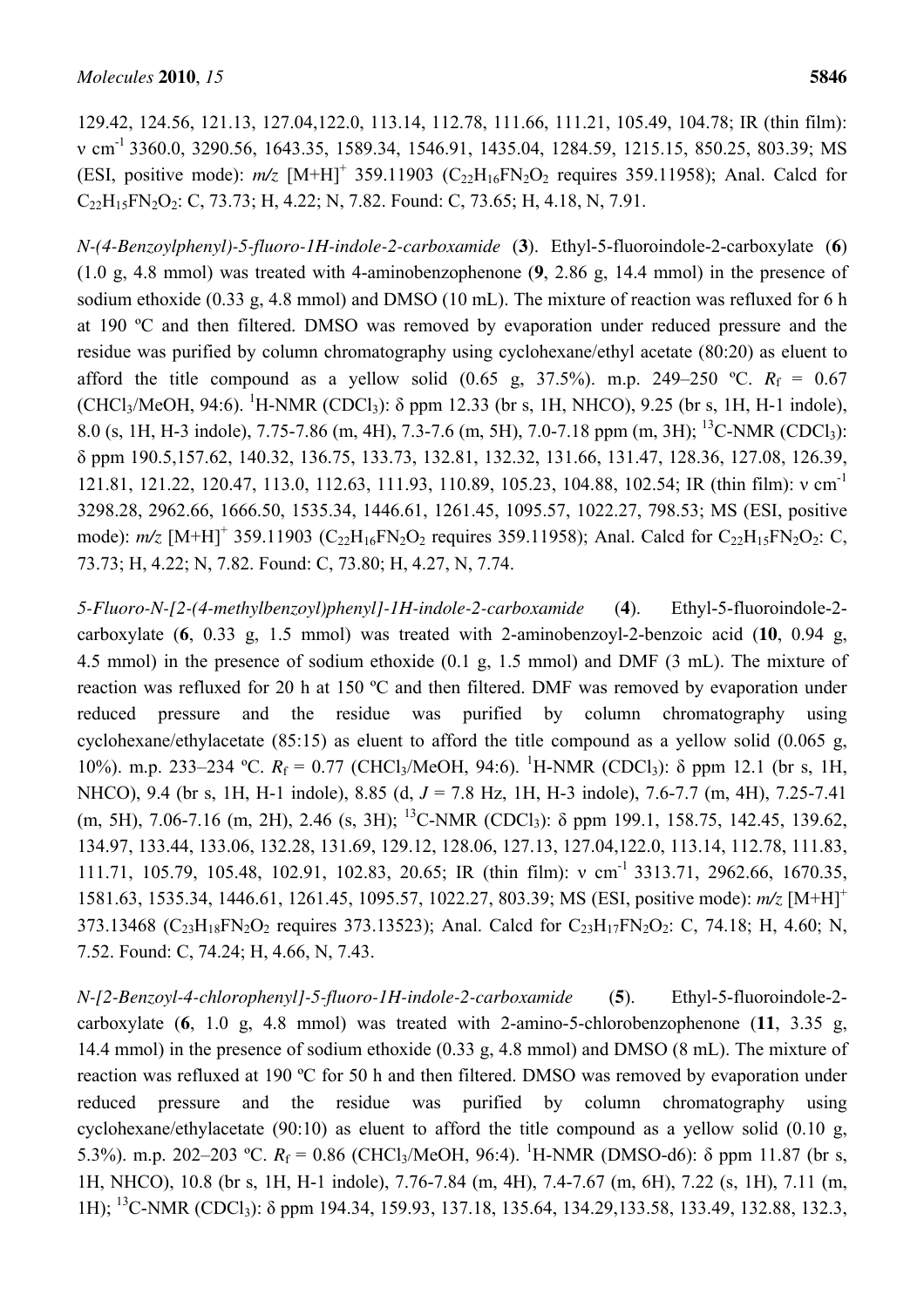129.42, 124.56, 121.13, 127.04,122.0, 113.14, 112.78, 111.66, 111.21, 105.49, 104.78; IR (thin film): ν cm$^{-1}$ 3360.0, 3290.56, 1643.35, 1589.34, 1546.91, 1435.04, 1284.59, 1215.15, 850.25, 803.39; MS (ESI, positive mode): *m/z* $[M+H]^+$ 359.11903 ($C_{22}H_{16}FN_2O_2$ requires 359.11958); Anal. Calcd for $C_{22}H_{15}FN_2O_2$: C, 73.73; H, 4.22; N, 7.82. Found: C, 73.65; H, 4.18, N, 7.91.

*N-(4-Benzoylphenyl)-5-fluoro-1H-indole-2-carboxamide* (**3**). Ethyl-5-fluoroindole-2-carboxylate (**6**) (1.0 g, 4.8 mmol) was treated with 4-aminobenzophenone (**9**, 2.86 g, 14.4 mmol) in the presence of sodium ethoxide (0.33 g, 4.8 mmol) and DMSO (10 mL). The mixture of reaction was refluxed for 6 h at 190 ºC and then filtered. DMSO was removed by evaporation under reduced pressure and the residue was purified by column chromatography using cyclohexane/ethyl acetate (80:20) as eluent to afford the title compound as a yellow solid (0.65 g, 37.5%). m.p. 249–250 ºC. $R_f$ = 0.67 ($CHCl_3$/MeOH, 94:6). $^1$H-NMR ($CDCl_3$): δ ppm 12.33 (br s, 1H, NHCO), 9.25 (br s, 1H, H-1 indole), 8.0 (s, 1H, H-3 indole), 7.75-7.86 (m, 4H), 7.3-7.6 (m, 5H), 7.0-7.18 ppm (m, 3H); $^{13}$C-NMR ($CDCl_3$): δ ppm 190.5,157.62, 140.32, 136.75, 133.73, 132.81, 132.32, 131.66, 131.47, 128.36, 127.08, 126.39, 121.81, 121.22, 120.47, 113.0, 112.63, 111.93, 110.89, 105.23, 104.88, 102.54; IR (thin film): ν cm$^{-1}$ 3298.28, 2962.66, 1666.50, 1535.34, 1446.61, 1261.45, 1095.57, 1022.27, 798.53; MS (ESI, positive mode): *m/z* $[M+H]^+$ 359.11903 ($C_{22}H_{16}FN_2O_2$ requires 359.11958); Anal. Calcd for $C_{22}H_{15}FN_2O_2$: C, 73.73; H, 4.22; N, 7.82. Found: C, 73.80; H, 4.27, N, 7.74.

*5-Fluoro-N-[2-(4-methylbenzoyl)phenyl]-1H-indole-2-carboxamide* (**4**). Ethyl-5-fluoroindole-2-carboxylate (**6**, 0.33 g, 1.5 mmol) was treated with 2-aminobenzoyl-2-benzoic acid (**10**, 0.94 g, 4.5 mmol) in the presence of sodium ethoxide (0.1 g, 1.5 mmol) and DMF (3 mL). The mixture of reaction was refluxed for 20 h at 150 ºC and then filtered. DMF was removed by evaporation under reduced pressure and the residue was purified by column chromatography using cyclohexane/ethylacetate (85:15) as eluent to afford the title compound as a yellow solid (0.065 g, 10%). m.p. 233–234 ºC. $R_f$ = 0.77 ($CHCl_3$/MeOH, 94:6). $^1$H-NMR ($CDCl_3$): δ ppm 12.1 (br s, 1H, NHCO), 9.4 (br s, 1H, H-1 indole), 8.85 (d, $J$ = 7.8 Hz, 1H, H-3 indole), 7.6-7.7 (m, 4H), 7.25-7.41 (m, 5H), 7.06-7.16 (m, 2H), 2.46 (s, 3H); $^{13}$C-NMR ($CDCl_3$): δ ppm 199.1, 158.75, 142.45, 139.62, 134.97, 133.44, 133.06, 132.28, 131.69, 129.12, 128.06, 127.13, 127.04,122.0, 113.14, 112.78, 111.83, 111.71, 105.79, 105.48, 102.91, 102.83, 20.65; IR (thin film): ν cm$^{-1}$ 3313.71, 2962.66, 1670.35, 1581.63, 1535.34, 1446.61, 1261.45, 1095.57, 1022.27, 803.39; MS (ESI, positive mode): *m/z* $[M+H]^+$ 373.13468 ($C_{23}H_{18}FN_2O_2$ requires 373.13523); Anal. Calcd for $C_{23}H_{17}FN_2O_2$: C, 74.18; H, 4.60; N, 7.52. Found: C, 74.24; H, 4.66, N, 7.43.

*N-[2-Benzoyl-4-chlorophenyl]-5-fluoro-1H-indole-2-carboxamide* (**5**). Ethyl-5-fluoroindole-2-carboxylate (**6**, 1.0 g, 4.8 mmol) was treated with 2-amino-5-chlorobenzophenone (**11**, 3.35 g, 14.4 mmol) in the presence of sodium ethoxide (0.33 g, 4.8 mmol) and DMSO (8 mL). The mixture of reaction was refluxed at 190 ºC for 50 h and then filtered. DMSO was removed by evaporation under reduced pressure and the residue was purified by column chromatography using cyclohexane/ethylacetate (90:10) as eluent to afford the title compound as a yellow solid (0.10 g, 5.3%). m.p. 202–203 ºC. $R_f$ = 0.86 ($CHCl_3$/MeOH, 96:4). $^1$H-NMR (DMSO-d6): δ ppm 11.87 (br s, 1H, NHCO), 10.8 (br s, 1H, H-1 indole), 7.76-7.84 (m, 4H), 7.4-7.67 (m, 6H), 7.22 (s, 1H), 7.11 (m, 1H); $^{13}$C-NMR ($CDCl_3$): δ ppm 194.34, 159.93, 137.18, 135.64, 134.29,133.58, 133.49, 132.88, 132.3,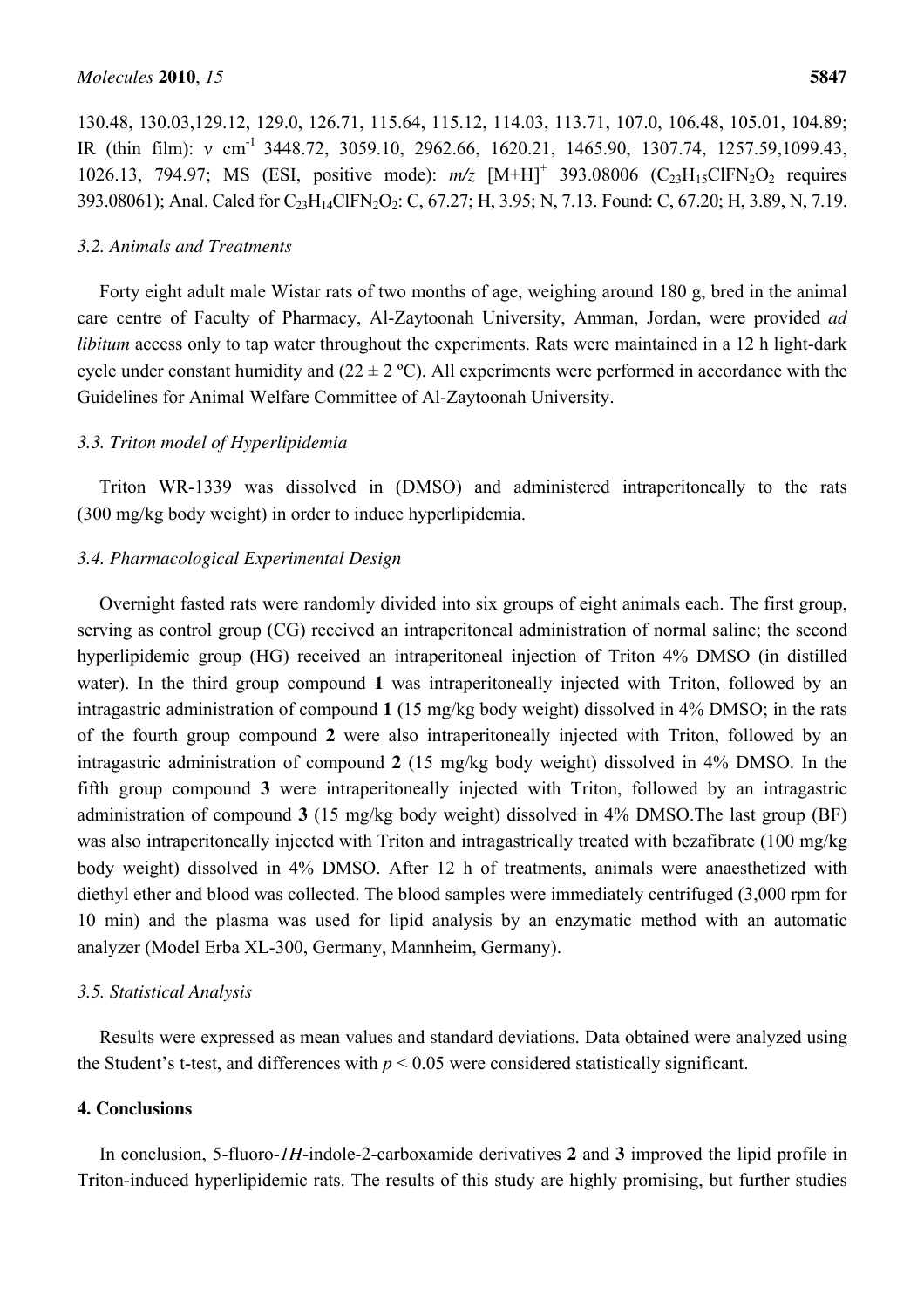130.48, 130.03,129.12, 129.0, 126.71, 115.64, 115.12, 114.03, 113.71, 107.0, 106.48, 105.01, 104.89; IR (thin film): ν $cm^{-1}$ 3448.72, 3059.10, 2962.66, 1620.21, 1465.90, 1307.74, 1257.59,1099.43, 1026.13, 794.97; MS (ESI, positive mode): *m/z* $[M+H]^+$ 393.08006 ($C_{23}H_{15}ClFN_2O_2$ requires 393.08061); Anal. Calcd for $C_{23}H_{14}ClFN_2O_2$: C, 67.27; H, 3.95; N, 7.13. Found: C, 67.20; H, 3.89, N, 7.19.

### *3.2. Animals and Treatments*

Forty eight adult male Wistar rats of two months of age, weighing around 180 g, bred in the animal care centre of Faculty of Pharmacy, Al-Zaytoonah University, Amman, Jordan, were provided *ad libitum* access only to tap water throughout the experiments. Rats were maintained in a 12 h light-dark cycle under constant humidity and (22 ± 2 ºC). All experiments were performed in accordance with the Guidelines for Animal Welfare Committee of Al-Zaytoonah University.

### *3.3. Triton model of Hyperlipidemia*

Triton WR-1339 was dissolved in (DMSO) and administered intraperitoneally to the rats (300 mg/kg body weight) in order to induce hyperlipidemia.

### *3.4. Pharmacological Experimental Design*

Overnight fasted rats were randomly divided into six groups of eight animals each. The first group, serving as control group (CG) received an intraperitoneal administration of normal saline; the second hyperlipidemic group (HG) received an intraperitoneal injection of Triton 4% DMSO (in distilled water). In the third group compound **1** was intraperitoneally injected with Triton, followed by an intragastric administration of compound **1** (15 mg/kg body weight) dissolved in 4% DMSO; in the rats of the fourth group compound **2** were also intraperitoneally injected with Triton, followed by an intragastric administration of compound **2** (15 mg/kg body weight) dissolved in 4% DMSO. In the fifth group compound **3** were intraperitoneally injected with Triton, followed by an intragastric administration of compound **3** (15 mg/kg body weight) dissolved in 4% DMSO.The last group (BF) was also intraperitoneally injected with Triton and intragastrically treated with bezafibrate (100 mg/kg body weight) dissolved in 4% DMSO. After 12 h of treatments, animals were anaesthetized with diethyl ether and blood was collected. The blood samples were immediately centrifuged (3,000 rpm for 10 min) and the plasma was used for lipid analysis by an enzymatic method with an automatic analyzer (Model Erba XL-300, Germany, Mannheim, Germany).

### *3.5. Statistical Analysis*

Results were expressed as mean values and standard deviations. Data obtained were analyzed using the Student's t-test, and differences with $p < 0.05$ were considered statistically significant.

## 4. Conclusions

In conclusion, 5-fluoro-*1H*-indole-2-carboxamide derivatives **2** and **3** improved the lipid profile in Triton-induced hyperlipidemic rats. The results of this study are highly promising, but further studies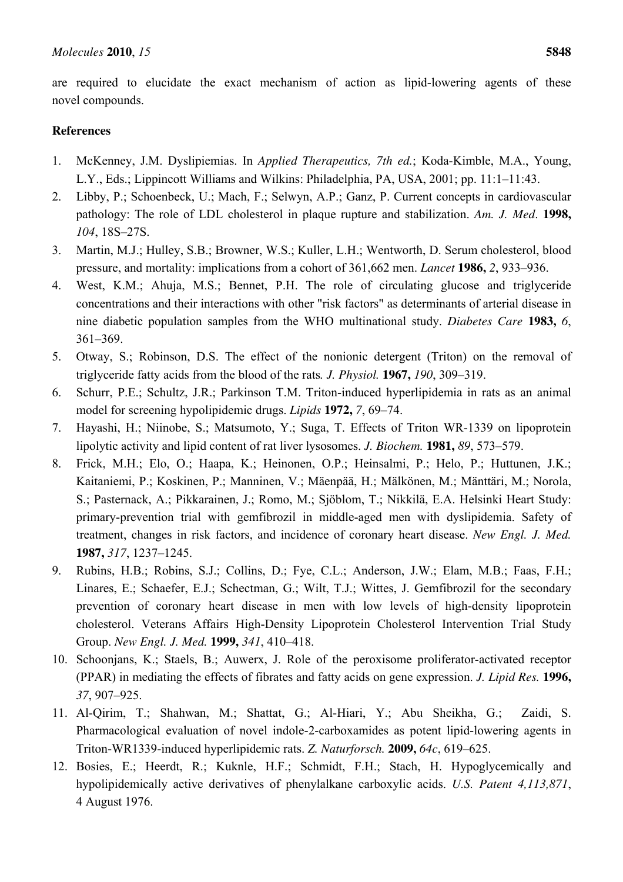are required to elucidate the exact mechanism of action as lipid-lowering agents of these novel compounds.

**References**

1. McKenney, J.M. Dyslipiemias. In *Applied Therapeutics, 7th ed.*; Koda-Kimble, M.A., Young, L.Y., Eds.; Lippincott Williams and Wilkins: Philadelphia, PA, USA, 2001; pp. 11:1–11:43.
2. Libby, P.; Schoenbeck, U.; Mach, F.; Selwyn, A.P.; Ganz, P. Current concepts in cardiovascular pathology: The role of LDL cholesterol in plaque rupture and stabilization. *Am. J. Med*. **1998,** *104*, 18S–27S.
3. Martin, M.J.; Hulley, S.B.; Browner, W.S.; Kuller, L.H.; Wentworth, D. Serum cholesterol, blood pressure, and mortality: implications from a cohort of 361,662 men. *Lancet* **1986,** *2*, 933–936.
4. West, K.M.; Ahuja, M.S.; Bennet, P.H. The role of circulating glucose and triglyceride concentrations and their interactions with other "risk factors" as determinants of arterial disease in nine diabetic population samples from the WHO multinational study. *Diabetes Care* **1983,** *6*, 361–369.
5. Otway, S.; Robinson, D.S. The effect of the nonionic detergent (Triton) on the removal of triglyceride fatty acids from the blood of the rats*. J. Physiol.* **1967,** *190*, 309–319.
6. Schurr, P.E.; Schultz, J.R.; Parkinson T.M. Triton-induced hyperlipidemia in rats as an animal model for screening hypolipidemic drugs. *Lipids* **1972,** *7*, 69–74.
7. Hayashi, H.; Niinobe, S.; Matsumoto, Y.; Suga, T. Effects of Triton WR-1339 on lipoprotein lipolytic activity and lipid content of rat liver lysosomes. *J. Biochem.* **1981,** *89*, 573–579.
8. Frick, M.H.; Elo, O.; Haapa, K.; Heinonen, O.P.; Heinsalmi, P.; Helo, P.; Huttunen, J.K.; Kaitaniemi, P.; Koskinen, P.; Manninen, V.; Mäenpää, H.; Mälkönen, M.; Mänttäri, M.; Norola, S.; Pasternack, A.; Pikkarainen, J.; Romo, M.; Sjöblom, T.; Nikkilä, E.A. Helsinki Heart Study: primary-prevention trial with gemfibrozil in middle-aged men with dyslipidemia. Safety of treatment, changes in risk factors, and incidence of coronary heart disease. *New Engl. J. Med.* **1987,** *317*, 1237–1245.
9. Rubins, H.B.; Robins, S.J.; Collins, D.; Fye, C.L.; Anderson, J.W.; Elam, M.B.; Faas, F.H.; Linares, E.; Schaefer, E.J.; Schectman, G.; Wilt, T.J.; Wittes, J. Gemfibrozil for the secondary prevention of coronary heart disease in men with low levels of high-density lipoprotein cholesterol. Veterans Affairs High-Density Lipoprotein Cholesterol Intervention Trial Study Group. *New Engl. J. Med.* **1999,** *341*, 410–418.
10. Schoonjans, K.; Staels, B.; Auwerx, J. Role of the peroxisome proliferator-activated receptor (PPAR) in mediating the effects of fibrates and fatty acids on gene expression. *J. Lipid Res.* **1996,** *37*, 907–925.
11. Al-Qirim, T.; Shahwan, M.; Shattat, G.; Al-Hiari, Y.; Abu Sheikha, G.; Zaidi, S. Pharmacological evaluation of novel indole-2-carboxamides as potent lipid-lowering agents in Triton-WR1339-induced hyperlipidemic rats. *Z. Naturforsch.* **2009,** *64c*, 619–625.
12. Bosies, E.; Heerdt, R.; Kuknle, H.F.; Schmidt, F.H.; Stach, H. Hypoglycemically and hypolipidemically active derivatives of phenylalkane carboxylic acids. *U.S. Patent 4,113,871*, 4 August 1976.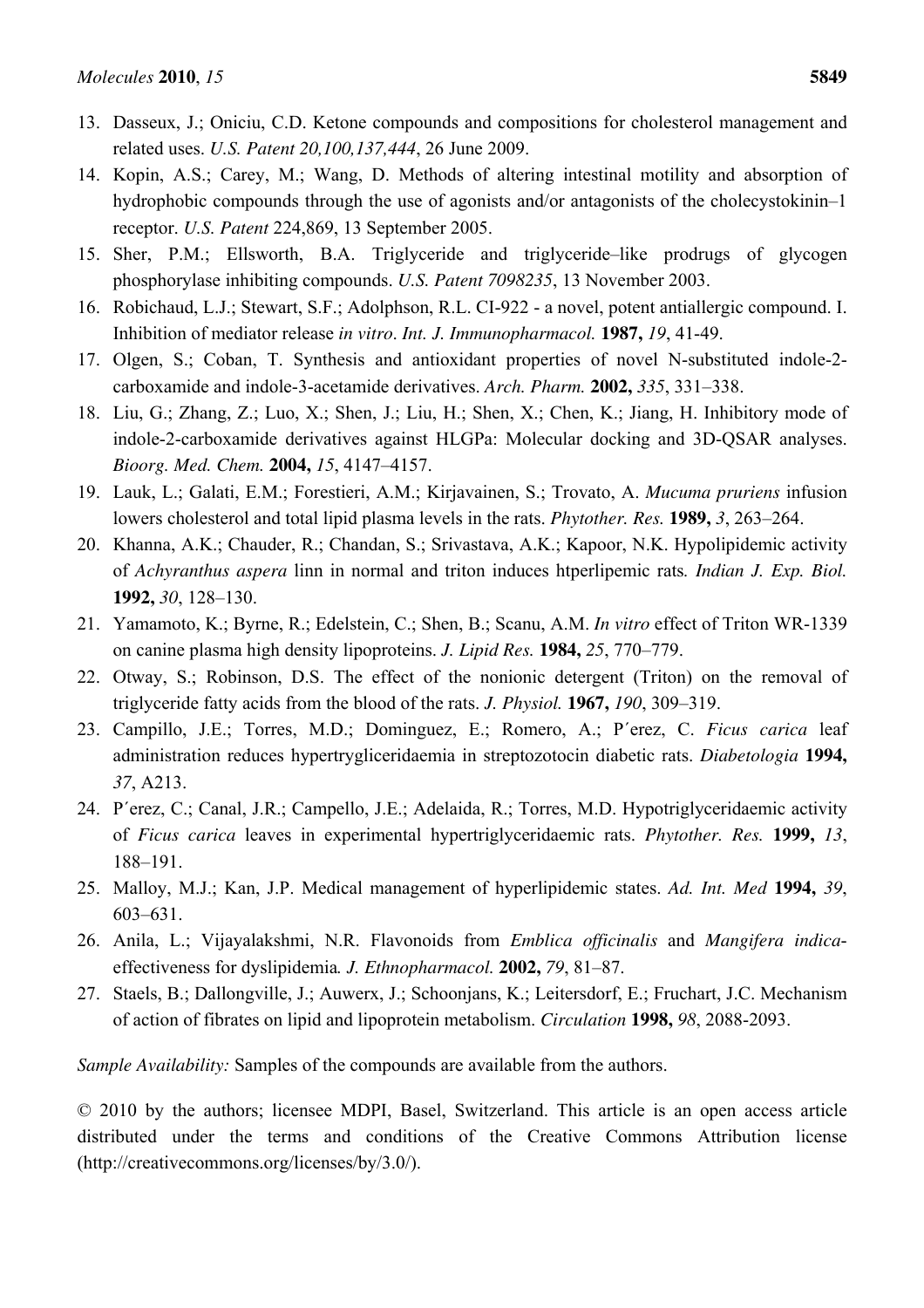13. Dasseux, J.; Oniciu, C.D. Ketone compounds and compositions for cholesterol management and related uses. *U.S. Patent 20,100,137,444*, 26 June 2009.
14. Kopin, A.S.; Carey, M.; Wang, D. Methods of altering intestinal motility and absorption of hydrophobic compounds through the use of agonists and/or antagonists of the cholecystokinin–1 receptor. *U.S. Patent* 224,869, 13 September 2005.
15. Sher, P.M.; Ellsworth, B.A. Triglyceride and triglyceride–like prodrugs of glycogen phosphorylase inhibiting compounds. *U.S. Patent 7098235*, 13 November 2003.
16. Robichaud, L.J.; Stewart, S.F.; Adolphson, R.L. CI-922 - a novel, potent antiallergic compound. I. Inhibition of mediator release *in vitro*. *Int. J. Immunopharmacol.* **1987,** *19*, 41-49.
17. Olgen, S.; Coban, T. Synthesis and antioxidant properties of novel N-substituted indole-2-carboxamide and indole-3-acetamide derivatives. *Arch. Pharm.* **2002,** *335*, 331–338.
18. Liu, G.; Zhang, Z.; Luo, X.; Shen, J.; Liu, H.; Shen, X.; Chen, K.; Jiang, H. Inhibitory mode of indole-2-carboxamide derivatives against HLGPa: Molecular docking and 3D-QSAR analyses. *Bioorg. Med. Chem.* **2004,** *15*, 4147–4157.
19. Lauk, L.; Galati, E.M.; Forestieri, A.M.; Kirjavainen, S.; Trovato, A. *Mucuma pruriens* infusion lowers cholesterol and total lipid plasma levels in the rats. *Phytother. Res.* **1989,** *3*, 263–264.
20. Khanna, A.K.; Chauder, R.; Chandan, S.; Srivastava, A.K.; Kapoor, N.K. Hypolipidemic activity of *Achyranthus aspera* linn in normal and triton induces htperlipemic rats*. Indian J. Exp. Biol.* **1992,** *30*, 128–130.
21. Yamamoto, K.; Byrne, R.; Edelstein, C.; Shen, B.; Scanu, A.M. *In vitro* effect of Triton WR-1339 on canine plasma high density lipoproteins. *J. Lipid Res.* **1984,** *25*, 770–779.
22. Otway, S.; Robinson, D.S. The effect of the nonionic detergent (Triton) on the removal of triglyceride fatty acids from the blood of the rats. *J. Physiol.* **1967,** *190*, 309–319.
23. Campillo, J.E.; Torres, M.D.; Dominguez, E.; Romero, A.; P´erez, C. *Ficus carica* leaf administration reduces hypertrygliceridaemia in streptozotocin diabetic rats. *Diabetologia* **1994,** *37*, A213.
24. P´erez, C.; Canal, J.R.; Campello, J.E.; Adelaida, R.; Torres, M.D. Hypotriglyceridaemic activity of *Ficus carica* leaves in experimental hypertriglyceridaemic rats. *Phytother. Res.* **1999,** *13*, 188–191.
25. Malloy, M.J.; Kan, J.P. Medical management of hyperlipidemic states. *Ad. Int. Med* **1994,** *39*, 603–631.
26. Anila, L.; Vijayalakshmi, N.R. Flavonoids from *Emblica officinalis* and *Mangifera indica*-effectiveness for dyslipidemia*. J. Ethnopharmacol.* **2002,** *79*, 81–87.
27. Staels, B.; Dallongville, J.; Auwerx, J.; Schoonjans, K.; Leitersdorf, E.; Fruchart, J.C. Mechanism of action of fibrates on lipid and lipoprotein metabolism. *Circulation* **1998,** *98*, 2088-2093.

*Sample Availability:* Samples of the compounds are available from the authors.

© 2010 by the authors; licensee MDPI, Basel, Switzerland. This article is an open access article distributed under the terms and conditions of the Creative Commons Attribution license (http://creativecommons.org/licenses/by/3.0/).